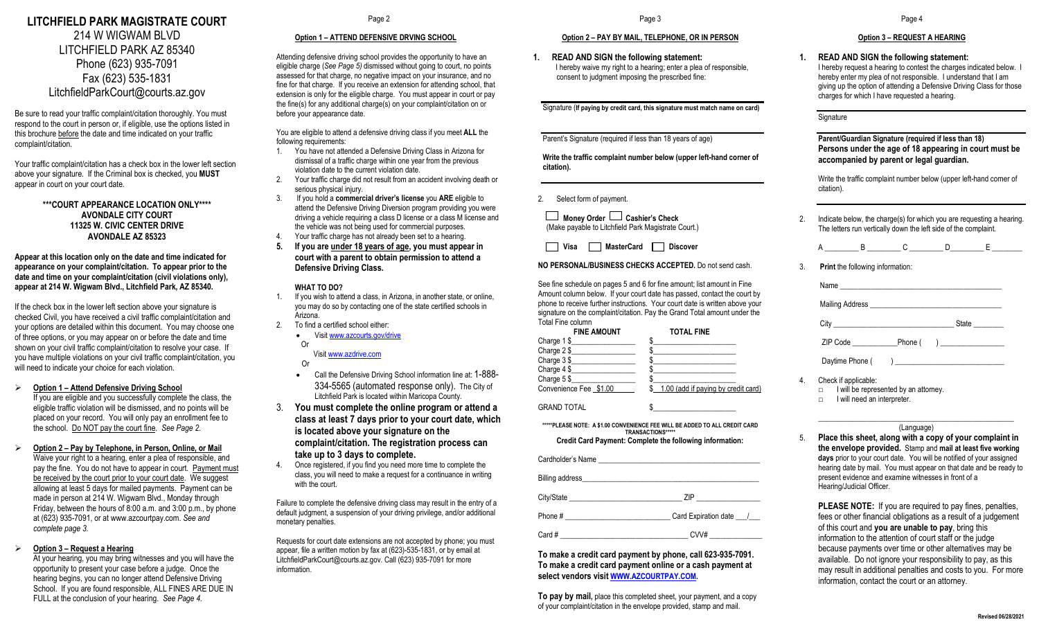# LITCHFIELD PARK MAGISTRATE COURT

214 W WIGWAM BLVD
LITCHFIELD PARK AZ 85340
Phone (623) 935-7091
Fax (623) 535-1831
LitchfieldParkCourt@courts.az.gov

Be sure to read your traffic complaint/citation thoroughly. You must respond to the court in person or, if eligible, use the options listed in this brochure before the date and time indicated on your traffic complaint/citation.

Your traffic complaint/citation has a check box in the lower left section above your signature. If the Criminal box is checked, you **MUST** appear in court on your court date.

**\*\*\*COURT APPEARANCE LOCATION ONLY\*\*\*\***
**AVONDALE CITY COURT**
**11325 W. CIVIC CENTER DRIVE**
**AVONDALE AZ 85323**

**Appear at this location only on the date and time indicated for appearance on your complaint/citation. To appear prior to the date and time on your complaint/citation (civil violations only), appear at 214 W. Wigwam Blvd., Litchfield Park, AZ 85340.**

If the check box in the lower left section above your signature is checked Civil, you have received a civil traffic complaint/citation and your options are detailed within this document. You may choose one of three options, or you may appear on or before the date and time shown on your civil traffic complaint/citation to resolve your case. If you have multiple violations on your civil traffic complaint/citation, you will need to indicate your choice for each violation.

- **Option 1 – Attend Defensive Driving School**
  If you are eligible and you successfully complete the class, the eligible traffic violation will be dismissed, and no points will be placed on your record. You will only pay an enrollment fee to the school. Do NOT pay the court fine. *See Page 2.*

- **Option 2 – Pay by Telephone, in Person, Online, or Mail**
  Waive your right to a hearing, enter a plea of responsible, and pay the fine. You do not have to appear in court. Payment must be received by the court prior to your court date. We suggest allowing at least 5 days for mailed payments. Payment can be made in person at 214 W. Wigwam Blvd., Monday through Friday, between the hours of 8:00 a.m. and 3:00 p.m., by phone at (623) 935-7091, or at www.azcourtpay.com. *See and complete page 3.*

- **Option 3 – Request a Hearing**
  At your hearing, you may bring witnesses and you will have the opportunity to present your case before a judge. Once the hearing begins, you can no longer attend Defensive Driving School. If you are found responsible, ALL FINES ARE DUE IN FULL at the conclusion of your hearing. *See Page 4.*

## Option 1 – ATTEND DEFENSIVE DRVING SCHOOL

Attending defensive driving school provides the opportunity to have an eligible charge (*See Page 5)* dismissed without going to court, no points assessed for that charge, no negative impact on your insurance, and no fine for that charge. If you receive an extension for attending school, that extension is only for the eligible charge. You must appear in court or pay the fine(s) for any additional charge(s) on your complaint/citation on or before your appearance date.

You are eligible to attend a defensive driving class if you meet **ALL** the following requirements:

1. You have not attended a Defensive Driving Class in Arizona for dismissal of a traffic charge within one year from the previous violation date to the current violation date.
2. Your traffic charge did not result from an accident involving death or serious physical injury.
3. If you hold a **commercial driver's license** you **ARE** eligible to attend the Defensive Driving Diversion program providing you were driving a vehicle requiring a class D license or a class M license and the vehicle was not being used for commercial purposes.
4. Your traffic charge has not already been set to a hearing.
5. **If you are under 18 years of age, you must appear in court with a parent to obtain permission to attend a Defensive Driving Class.**

### WHAT TO DO?

1. If you wish to attend a class, in Arizona, in another state, or online, you may do so by contacting one of the state certified schools in Arizona.
2. To find a certified school either:
   - Visit www.azcourts.gov/drive
     Or
     Visit www.azdrive.com
     Or
   - Call the Defensive Driving School information line at: 1-888-334-5565 (automated response only). The City of Litchfield Park is located within Maricopa County.
3. **You must complete the online program or attend a class at least 7 days prior to your court date, which is located above your signature on the complaint/citation. The registration process can take up to 3 days to complete.**
4. Once registered, if you find you need more time to complete the class, you will need to make a request for a continuance in writing with the court.

Failure to complete the defensive driving class may result in the entry of a default judgment, a suspension of your driving privilege, and/or additional monetary penalties.

Requests for court date extensions are not accepted by phone; you must appear, file a written motion by fax at (623)-535-1831, or by email at LitchfieldParkCourt@courts.az.gov. Call (623) 935-7091 for more information.

## Option 2 – PAY BY MAIL, TELEPHONE, OR IN PERSON

1. **READ AND SIGN the following statement:**
   I hereby waive my right to a hearing; enter a plea of responsible, consent to judgment imposing the prescribed fine:

______________________________
Signature (**If paying by credit card, this signature must match name on card)**

______________________________
Parent's Signature (required if less than 18 years of age)

**Write the traffic complaint number below (upper left-hand corner of citation).**

______________________________

2. Select form of payment.

☐ **Money Order** ☐ **Cashier's Check**
(Make payable to Litchfield Park Magistrate Court.)

☐ **Visa** ☐ **MasterCard** ☐ **Discover**

**NO PERSONAL/BUSINESS CHECKS ACCEPTED.** Do not send cash.

See fine schedule on pages 5 and 6 for fine amount; list amount in Fine Amount column below. If your court date has passed, contact the court by phone to receive further instructions. Your court date is written above your signature on the complaint/citation. Pay the Grand Total amount under the Total Fine column

| | FINE AMOUNT | TOTAL FINE |
|---|---|---|
| Charge 1 | $____________ | $____________ |
| Charge 2 | $____________ | $____________ |
| Charge 3 | $____________ | $____________ |
| Charge 4 | $____________ | $____________ |
| Charge 5 | $____________ | $____________ |
| Convenience Fee | $1.00 | $ 1.00 (add if paying by credit card) |
| GRAND TOTAL | | $____________ |

**\*\*\*\*\*PLEASE NOTE: A $1.00 CONVENIENCE FEE WILL BE ADDED TO ALL CREDIT CARD TRANSACTIONS\*\*\*\*\***

**Credit Card Payment: Complete the following information:**

Cardholder's Name ______________________________

Billing address ______________________________

City/State ____________________ ZIP ____________

Phone # ____________________ Card Expiration date ___/___

Card # ____________________ CVV# ____________

**To make a credit card payment by phone, call 623-935-7091. To make a credit card payment online or a cash payment at select vendors visit WWW.AZCOURTPAY.COM.**

**To pay by mail,** place this completed sheet, your payment, and a copy of your complaint/citation in the envelope provided, stamp and mail.

## Option 3 – REQUEST A HEARING

1. **READ AND SIGN the following statement:**
   I hereby request a hearing to contest the charges indicated below. I hereby enter my plea of not responsible. I understand that I am giving up the option of attending a Defensive Driving Class for those charges for which I have requested a hearing.

______________________________
Signature

______________________________
**Parent/Guardian Signature (required if less than 18)**
**Persons under the age of 18 appearing in court must be accompanied by parent or legal guardian.**

Write the traffic complaint number below (upper left-hand corner of citation).

______________________________

2. Indicate below, the charge(s) for which you are requesting a hearing. The letters run vertically down the left side of the complaint.

   A ________ B ________ C ________ D ________ E ________

3. **Print** the following information:

   Name ______________________________

   Mailing Address ______________________________

   City ____________________ State ________

   ZIP Code __________ Phone ( ) ____________

   Daytime Phone ( ) ______________________

4. Check if applicable:
   - ☐ I will be represented by an attorney.
   - ☐ I will need an interpreter.

   ______________________________
   (Language)

5. **Place this sheet, along with a copy of your complaint in the envelope provided.** Stamp and **mail at least five working days** prior to your court date. You will be notified of your assigned hearing date by mail. You must appear on that date and be ready to present evidence and examine witnesses in front of a Hearing/Judicial Officer.

**PLEASE NOTE:** If you are required to pay fines, penalties, fees or other financial obligations as a result of a judgement of this court and **you are unable to pay**, bring this information to the attention of court staff or the judge because payments over time or other alternatives may be available. Do not ignore your responsibility to pay, as this may result in additional penalties and costs to you. For more information, contact the court or an attorney.

**Revised 06/28/2021**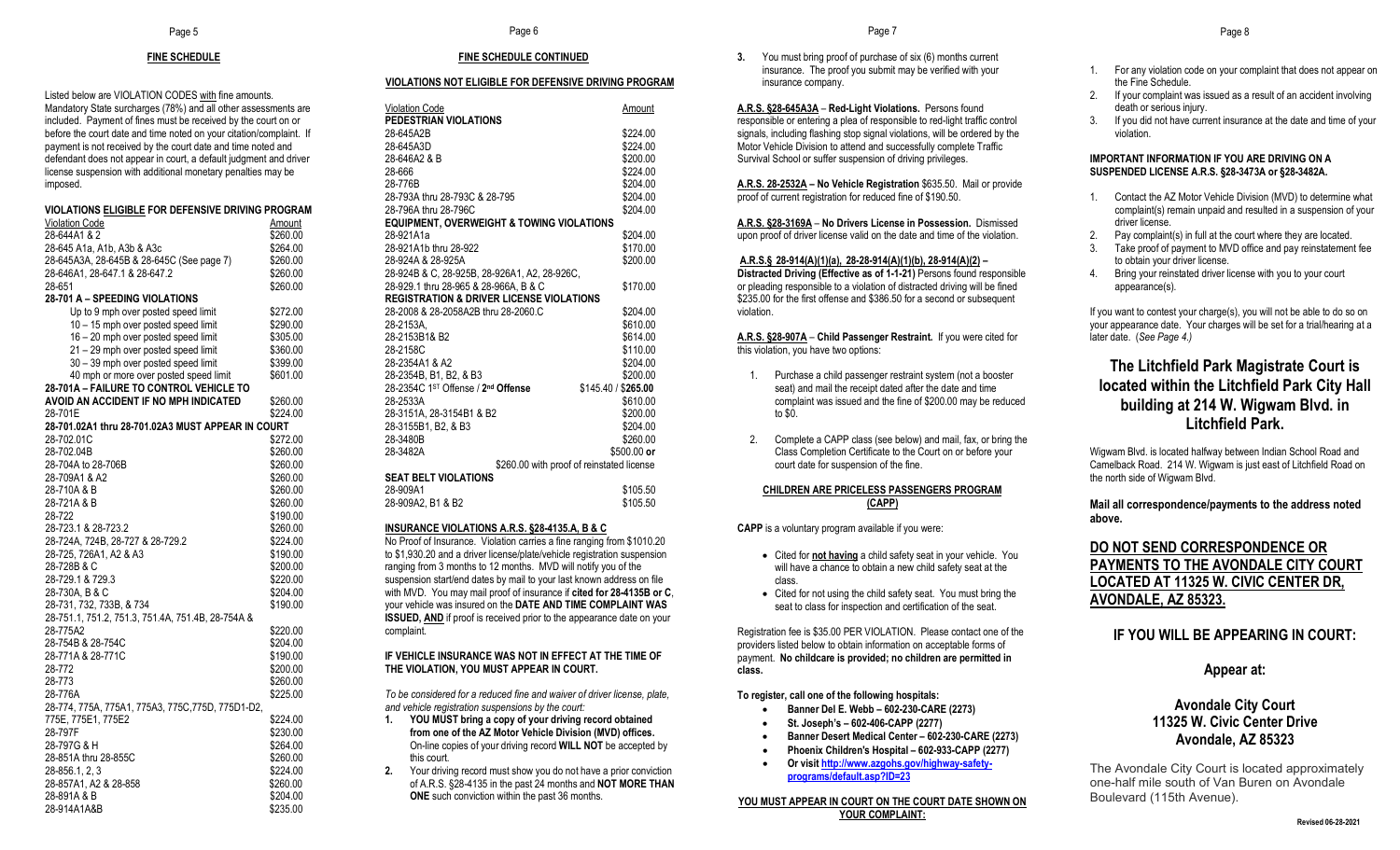## FINE SCHEDULE

Listed below are VIOLATION CODES with fine amounts. Mandatory State surcharges (78%) and all other assessments are included. Payment of fines must be received by the court on or before the court date and time noted on your citation/complaint. If payment is not received by the court date and time noted and defendant does not appear in court, a default judgment and driver license suspension with additional monetary penalties may be imposed.

### VIOLATIONS ELIGIBLE FOR DEFENSIVE DRIVING PROGRAM

| Violation Code | Amount |
|---|---|
| 28-644A1 & 2 | $260.00 |
| 28-645 A1a, A1b, A3b & A3c | $264.00 |
| 28-645A3A, 28-645B & 28-645C (See page 7) | $260.00 |
| 28-646A1, 28-647.1 & 28-647.2 | $260.00 |
| 28-651 | $260.00 |
| **28-701 A – SPEEDING VIOLATIONS** | |
| Up to 9 mph over posted speed limit | $272.00 |
| 10 – 15 mph over posted speed limit | $290.00 |
| 16 – 20 mph over posted speed limit | $305.00 |
| 21 – 29 mph over posted speed limit | $360.00 |
| 30 – 39 mph over posted speed limit | $399.00 |
| 40 mph or more over posted speed limit | $601.00 |
| **28-701A – FAILURE TO CONTROL VEHICLE TO AVOID AN ACCIDENT IF NO MPH INDICATED** | $260.00 |
| 28-701E | $224.00 |
| **28-701.02A1 thru 28-701.02A3 MUST APPEAR IN COURT** | |
| 28-702.01C | $272.00 |
| 28-702.04B | $260.00 |
| 28-704A to 28-706B | $260.00 |
| 28-709A1 & A2 | $260.00 |
| 28-710A & B | $260.00 |
| 28-721A & B | $260.00 |
| 28-722 | $190.00 |
| 28-723.1 & 28-723.2 | $260.00 |
| 28-724A, 724B, 28-727 & 28-729.2 | $224.00 |
| 28-725, 726A1, A2 & A3 | $190.00 |
| 28-728B & C | $200.00 |
| 28-729.1 & 729.3 | $220.00 |
| 28-730A, B & C | $204.00 |
| 28-731, 732, 733B, & 734 | $190.00 |
| 28-751.1, 751.2, 751.3, 751.4A, 751.4B, 28-754A & 28-775A2 | $220.00 |
| 28-754B & 28-754C | $204.00 |
| 28-771A & 28-771C | $190.00 |
| 28-772 | $200.00 |
| 28-773 | $260.00 |
| 28-776A | $225.00 |
| 28-774, 775A, 775A1, 775A3, 775C,775D, 775D1-D2, 775E, 775E1, 775E2 | $224.00 |
| 28-797F | $230.00 |
| 28-797G & H | $264.00 |
| 28-851A thru 28-855C | $260.00 |
| 28-856.1, 2, 3 | $224.00 |
| 28-857A1, A2 & 28-858 | $260.00 |
| 28-891A & B | $204.00 |
| 28-914A1A&B | $235.00 |

## FINE SCHEDULE CONTINUED

### VIOLATIONS NOT ELIGIBLE FOR DEFENSIVE DRIVING PROGRAM

| Violation Code | Amount |
|---|---|
| **PEDESTRIAN VIOLATIONS** | |
| 28-645A2B | $224.00 |
| 28-645A3D | $224.00 |
| 28-646A2 & B | $200.00 |
| 28-666 | $224.00 |
| 28-776B | $204.00 |
| 28-793A thru 28-793C & 28-795 | $204.00 |
| 28-796A thru 28-796C | $204.00 |
| **EQUIPMENT, OVERWEIGHT & TOWING VIOLATIONS** | |
| 28-921A1a | $204.00 |
| 28-921A1b thru 28-922 | $170.00 |
| 28-924A & 28-925A | $200.00 |
| 28-924B & C, 28-925B, 28-926A1, A2, 28-926C, 28-929.1 thru 28-965 & 28-966A, B & C | $170.00 |
| **REGISTRATION & DRIVER LICENSE VIOLATIONS** | |
| 28-2008 & 28-2058A2B thru 28-2060.C | $204.00 |
| 28-2153A, | $610.00 |
| 28-2153B1& B2 | $614.00 |
| 28-2158C | $110.00 |
| 28-2354A1 & A2 | $204.00 |
| 28-2354B, B1, B2, & B3 | $200.00 |
| 28-2354C 1ST Offense / 2nd Offense | $145.40 / **$265.00** |
| 28-2533A | $610.00 |
| 28-3151A, 28-3154B1 & B2 | $200.00 |
| 28-3155B1, B2, & B3 | $204.00 |
| 28-3480B | $260.00 |
| 28-3482A | $500.00 **or** $260.00 with proof of reinstated license |
| **SEAT BELT VIOLATIONS** | |
| 28-909A1 | $105.50 |
| 28-909A2, B1 & B2 | $105.50 |

### INSURANCE VIOLATIONS A.R.S. §28-4135.A, B & C

No Proof of Insurance. Violation carries a fine ranging from $1010.20 to $1,930.20 and a driver license/plate/vehicle registration suspension ranging from 3 months to 12 months. MVD will notify you of the suspension start/end dates by mail to your last known address on file with MVD. You may mail proof of insurance if **cited for 28-4135B or C**, your vehicle was insured on the **DATE AND TIME COMPLAINT WAS ISSUED, AND** if proof is received prior to the appearance date on your complaint.

**IF VEHICLE INSURANCE WAS NOT IN EFFECT AT THE TIME OF THE VIOLATION, YOU MUST APPEAR IN COURT.**

*To be considered for a reduced fine and waiver of driver license, plate, and vehicle registration suspensions by the court:*

1. **YOU MUST bring a copy of your driving record obtained from one of the AZ Motor Vehicle Division (MVD) offices.** On-line copies of your driving record **WILL NOT** be accepted by this court.
2. Your driving record must show you do not have a prior conviction of A.R.S. §28-4135 in the past 24 months and **NOT MORE THAN ONE** such conviction within the past 36 months.
3. You must bring proof of purchase of six (6) months current insurance. The proof you submit may be verified with your insurance company.

**A.R.S. §28-645A3A** – **Red-Light Violations.** Persons found responsible or entering a plea of responsible to red-light traffic control signals, including flashing stop signal violations, will be ordered by the Motor Vehicle Division to attend and successfully complete Traffic Survival School or suffer suspension of driving privileges.

**A.R.S. 28-2532A – No Vehicle Registration** $635.50. Mail or provide proof of current registration for reduced fine of $190.50.

**A.R.S. §28-3169A** – **No Drivers License in Possession.** Dismissed upon proof of driver license valid on the date and time of the violation.

**A.R.S.§ 28-914(A)(1)(a), 28-914(A)(1)(b), 28-914(A)(2) – Distracted Driving (Effective as of 1-1-21)** Persons found responsible or pleading responsible to a violation of distracted driving will be fined $235.00 for the first offense and $386.50 for a second or subsequent violation.

**A.R.S. §28-907A** – **Child Passenger Restraint.** If you were cited for this violation, you have two options:

1. Purchase a child passenger restraint system (not a booster seat) and mail the receipt dated after the date and time complaint was issued and the fine of $200.00 may be reduced to $0.
2. Complete a CAPP class (see below) and mail, fax, or bring the Class Completion Certificate to the Court on or before your court date for suspension of the fine.

### CHILDREN ARE PRICELESS PASSENGERS PROGRAM (CAPP)

**CAPP** is a voluntary program available if you were:

- Cited for **not having** a child safety seat in your vehicle. You will have a chance to obtain a new child safety seat at the class.
- Cited for not using the child safety seat. You must bring the seat to class for inspection and certification of the seat.

Registration fee is $35.00 PER VIOLATION. Please contact one of the providers listed below to obtain information on acceptable forms of payment. **No childcare is provided; no children are permitted in class.**

**To register, call one of the following hospitals:**

- **Banner Del E. Webb – 602-230-CARE (2273)**
- **St. Joseph's – 602-406-CAPP (2277)**
- **Banner Desert Medical Center – 602-230-CARE (2273)**
- **Phoenix Children's Hospital – 602-933-CAPP (2277)**
- **Or visit http://www.azgohs.gov/highway-safety-programs/default.asp?ID=23**

**YOU MUST APPEAR IN COURT ON THE COURT DATE SHOWN ON YOUR COMPLAINT:**

1. For any violation code on your complaint that does not appear on the Fine Schedule.
2. If your complaint was issued as a result of an accident involving death or serious injury.
3. If you did not have current insurance at the date and time of your violation.

**IMPORTANT INFORMATION IF YOU ARE DRIVING ON A SUSPENDED LICENSE A.R.S. §28-3473A or §28-3482A.**

1. Contact the AZ Motor Vehicle Division (MVD) to determine what complaint(s) remain unpaid and resulted in a suspension of your driver license.
2. Pay complaint(s) in full at the court where they are located.
3. Take proof of payment to MVD office and pay reinstatement fee to obtain your driver license.
4. Bring your reinstated driver license with you to your court appearance(s).

If you want to contest your charge(s), you will not be able to do so on your appearance date. Your charges will be set for a trial/hearing at a later date. (*See Page 4.)*

## The Litchfield Park Magistrate Court is located within the Litchfield Park City Hall building at 214 W. Wigwam Blvd. in Litchfield Park.

Wigwam Blvd. is located halfway between Indian School Road and Camelback Road. 214 W. Wigwam is just east of Litchfield Road on the north side of Wigwam Blvd.

**Mail all correspondence/payments to the address noted above.**

## DO NOT SEND CORRESPONDENCE OR PAYMENTS TO THE AVONDALE CITY COURT LOCATED AT 11325 W. CIVIC CENTER DR, AVONDALE, AZ 85323.

### IF YOU WILL BE APPEARING IN COURT:

**Appear at:**

**Avondale City Court**
**11325 W. Civic Center Drive**
**Avondale, AZ 85323**

The Avondale City Court is located approximately one-half mile south of Van Buren on Avondale Boulevard (115th Avenue).

**Revised 06-28-2021**